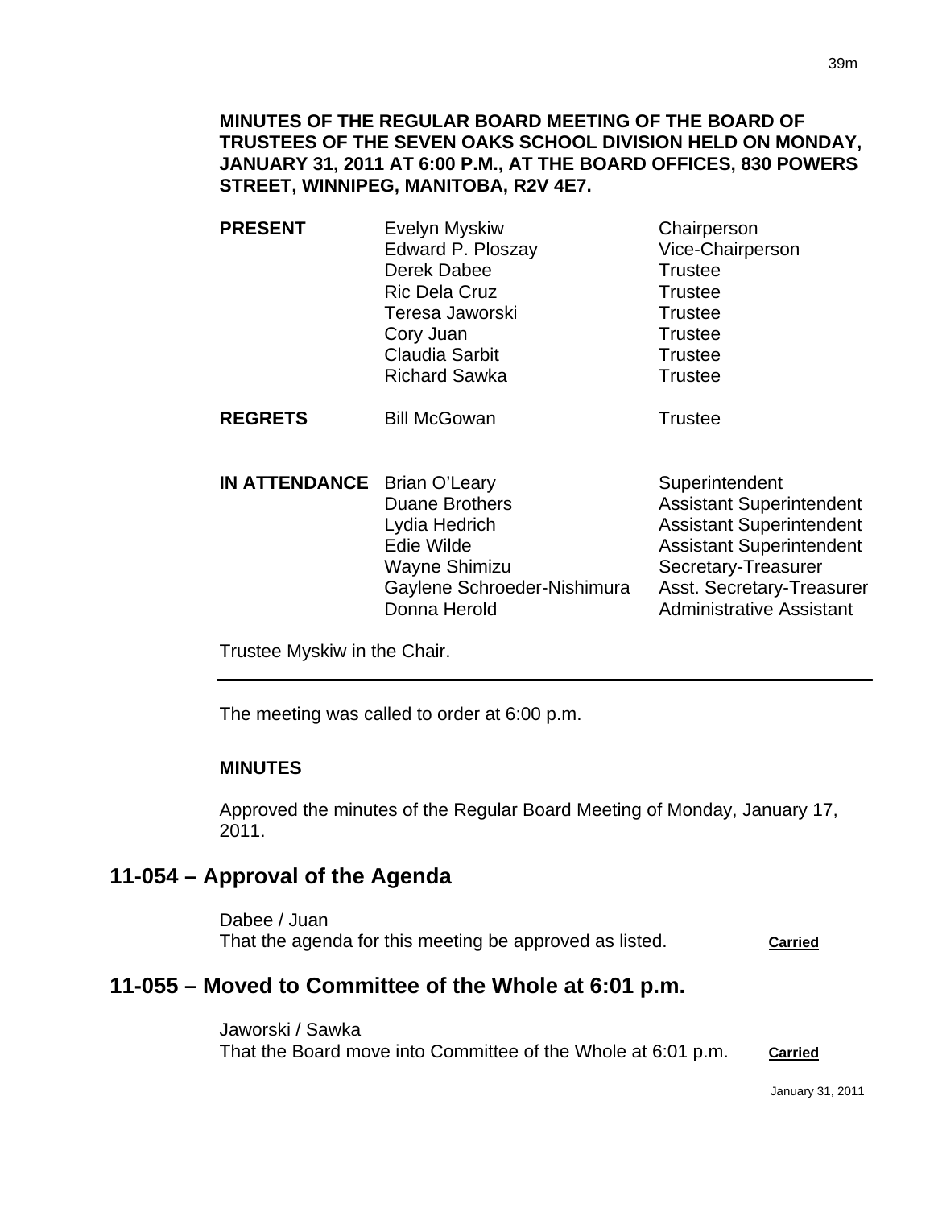**MINUTES OF THE REGULAR BOARD MEETING OF THE BOARD OF TRUSTEES OF THE SEVEN OAKS SCHOOL DIVISION HELD ON MONDAY, JANUARY 31, 2011 AT 6:00 P.M., AT THE BOARD OFFICES, 830 POWERS STREET, WINNIPEG, MANITOBA, R2V 4E7.**

| | | |
|---|---|---|
| **PRESENT** | Evelyn Myskiw | Chairperson |
| | Edward P. Ploszay | Vice-Chairperson |
| | Derek Dabee | Trustee |
| | Ric Dela Cruz | Trustee |
| | Teresa Jaworski | Trustee |
| | Cory Juan | Trustee |
| | Claudia Sarbit | Trustee |
| | Richard Sawka | Trustee |
| **REGRETS** | Bill McGowan | Trustee |
| **IN ATTENDANCE** | Brian O'Leary | Superintendent |
| | Duane Brothers | Assistant Superintendent |
| | Lydia Hedrich | Assistant Superintendent |
| | Edie Wilde | Assistant Superintendent |
| | Wayne Shimizu | Secretary-Treasurer |
| | Gaylene Schroeder-Nishimura | Asst. Secretary-Treasurer |
| | Donna Herold | Administrative Assistant |

Trustee Myskiw in the Chair.

---

The meeting was called to order at 6:00 p.m.

**MINUTES**

Approved the minutes of the Regular Board Meeting of Monday, January 17, 2011.

## 11-054 – Approval of the Agenda

Dabee / Juan
That the agenda for this meeting be approved as listed. **Carried**

## 11-055 – Moved to Committee of the Whole at 6:01 p.m.

Jaworski / Sawka
That the Board move into Committee of the Whole at 6:01 p.m. **Carried**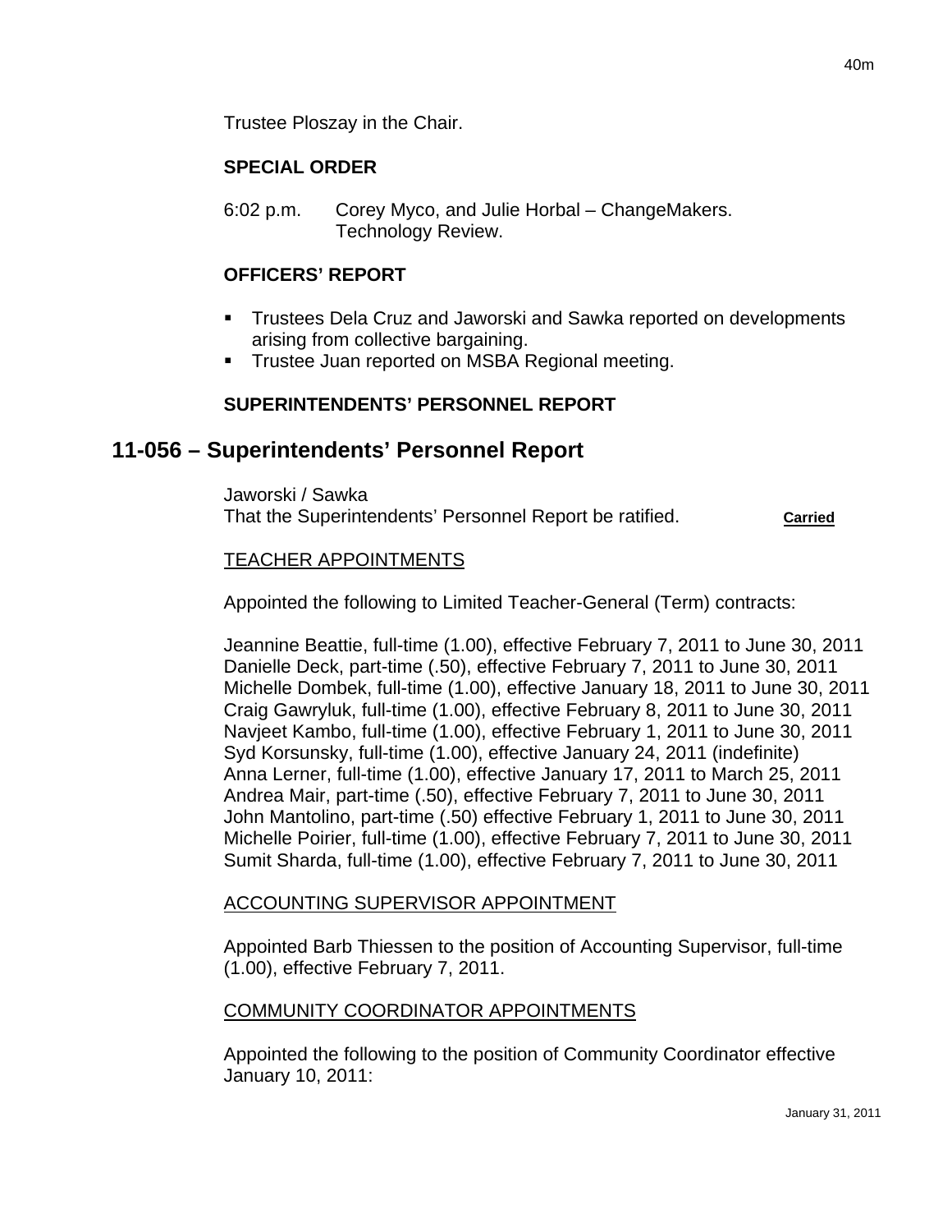Trustee Ploszay in the Chair.

### SPECIAL ORDER

6:02 p.m. Corey Myco, and Julie Horbal – ChangeMakers.
Technology Review.

### OFFICERS' REPORT

- Trustees Dela Cruz and Jaworski and Sawka reported on developments arising from collective bargaining.
- Trustee Juan reported on MSBA Regional meeting.

### SUPERINTENDENTS' PERSONNEL REPORT

## 11-056 – Superintendents' Personnel Report

Jaworski / Sawka
That the Superintendents' Personnel Report be ratified. **Carried**

TEACHER APPOINTMENTS

Appointed the following to Limited Teacher-General (Term) contracts:

Jeannine Beattie, full-time (1.00), effective February 7, 2011 to June 30, 2011
Danielle Deck, part-time (.50), effective February 7, 2011 to June 30, 2011
Michelle Dombek, full-time (1.00), effective January 18, 2011 to June 30, 2011
Craig Gawryluk, full-time (1.00), effective February 8, 2011 to June 30, 2011
Navjeet Kambo, full-time (1.00), effective February 1, 2011 to June 30, 2011
Syd Korsunsky, full-time (1.00), effective January 24, 2011 (indefinite)
Anna Lerner, full-time (1.00), effective January 17, 2011 to March 25, 2011
Andrea Mair, part-time (.50), effective February 7, 2011 to June 30, 2011
John Mantolino, part-time (.50) effective February 1, 2011 to June 30, 2011
Michelle Poirier, full-time (1.00), effective February 7, 2011 to June 30, 2011
Sumit Sharda, full-time (1.00), effective February 7, 2011 to June 30, 2011

ACCOUNTING SUPERVISOR APPOINTMENT

Appointed Barb Thiessen to the position of Accounting Supervisor, full-time (1.00), effective February 7, 2011.

COMMUNITY COORDINATOR APPOINTMENTS

Appointed the following to the position of Community Coordinator effective January 10, 2011: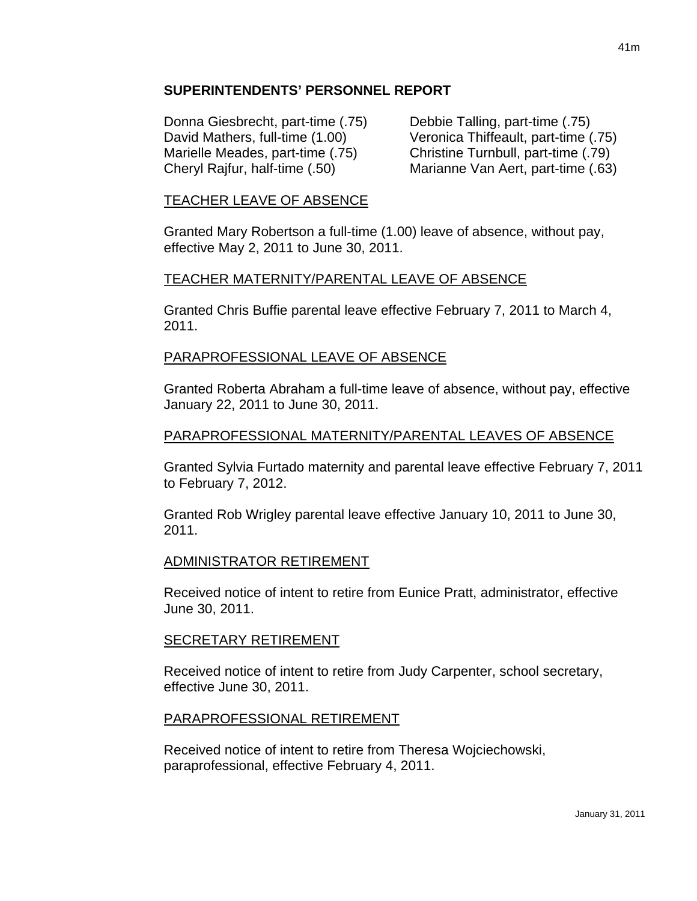## SUPERINTENDENTS' PERSONNEL REPORT

Donna Giesbrecht, part-time (.75)
David Mathers, full-time (1.00)
Marielle Meades, part-time (.75)
Cheryl Rajfur, half-time (.50)
Debbie Talling, part-time (.75)
Veronica Thiffeault, part-time (.75)
Christine Turnbull, part-time (.79)
Marianne Van Aert, part-time (.63)

### TEACHER LEAVE OF ABSENCE

Granted Mary Robertson a full-time (1.00) leave of absence, without pay, effective May 2, 2011 to June 30, 2011.

### TEACHER MATERNITY/PARENTAL LEAVE OF ABSENCE

Granted Chris Buffie parental leave effective February 7, 2011 to March 4, 2011.

### PARAPROFESSIONAL LEAVE OF ABSENCE

Granted Roberta Abraham a full-time leave of absence, without pay, effective January 22, 2011 to June 30, 2011.

### PARAPROFESSIONAL MATERNITY/PARENTAL LEAVES OF ABSENCE

Granted Sylvia Furtado maternity and parental leave effective February 7, 2011 to February 7, 2012.

Granted Rob Wrigley parental leave effective January 10, 2011 to June 30, 2011.

### ADMINISTRATOR RETIREMENT

Received notice of intent to retire from Eunice Pratt, administrator, effective June 30, 2011.

### SECRETARY RETIREMENT

Received notice of intent to retire from Judy Carpenter, school secretary, effective June 30, 2011.

### PARAPROFESSIONAL RETIREMENT

Received notice of intent to retire from Theresa Wojciechowski, paraprofessional, effective February 4, 2011.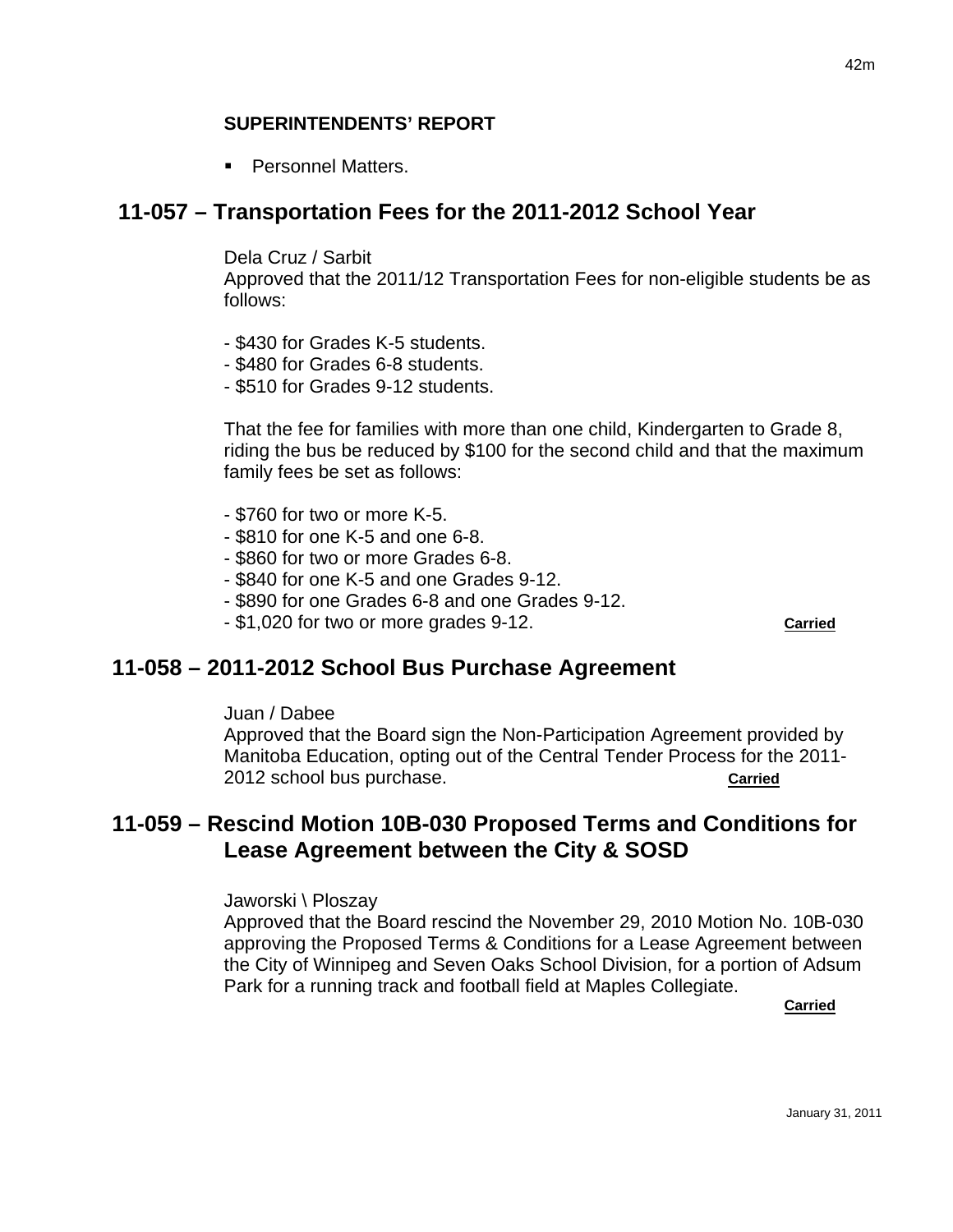**SUPERINTENDENTS' REPORT**

- Personnel Matters.

## 11-057 – Transportation Fees for the 2011-2012 School Year

Dela Cruz / Sarbit
Approved that the 2011/12 Transportation Fees for non-eligible students be as follows:

- $430 for Grades K-5 students.
- $480 for Grades 6-8 students.
- $510 for Grades 9-12 students.

That the fee for families with more than one child, Kindergarten to Grade 8, riding the bus be reduced by $100 for the second child and that the maximum family fees be set as follows:

- $760 for two or more K-5.
- $810 for one K-5 and one 6-8.
- $860 for two or more Grades 6-8.
- $840 for one K-5 and one Grades 9-12.
- $890 for one Grades 6-8 and one Grades 9-12.
- $1,020 for two or more grades 9-12.

**Carried**

## 11-058 – 2011-2012 School Bus Purchase Agreement

Juan / Dabee
Approved that the Board sign the Non-Participation Agreement provided by Manitoba Education, opting out of the Central Tender Process for the 2011-2012 school bus purchase. **Carried**

## 11-059 – Rescind Motion 10B-030 Proposed Terms and Conditions for Lease Agreement between the City & SOSD

Jaworski \ Ploszay
Approved that the Board rescind the November 29, 2010 Motion No. 10B-030 approving the Proposed Terms & Conditions for a Lease Agreement between the City of Winnipeg and Seven Oaks School Division, for a portion of Adsum Park for a running track and football field at Maples Collegiate.

**Carried**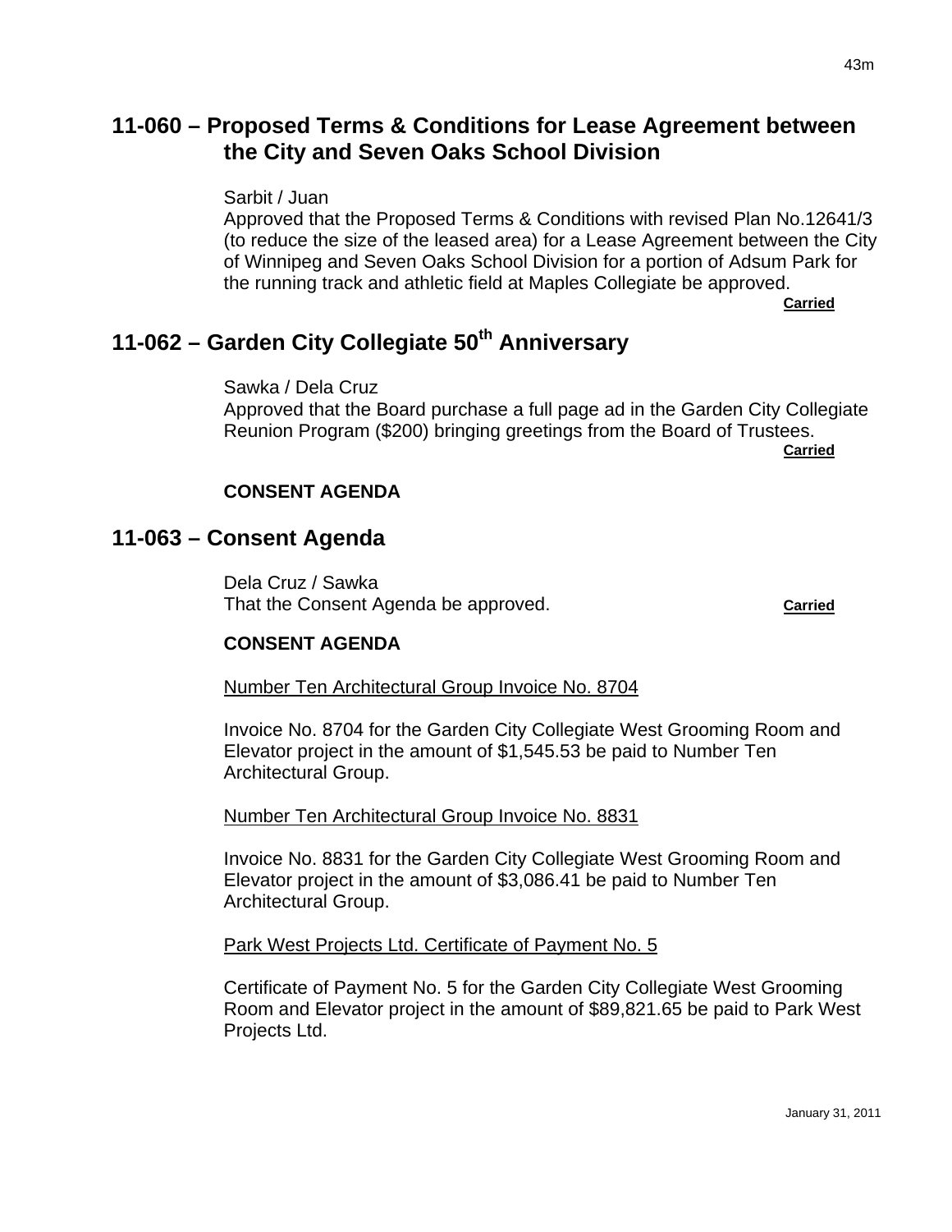## 11-060 – Proposed Terms & Conditions for Lease Agreement between the City and Seven Oaks School Division

Sarbit / Juan
Approved that the Proposed Terms & Conditions with revised Plan No.12641/3 (to reduce the size of the leased area) for a Lease Agreement between the City of Winnipeg and Seven Oaks School Division for a portion of Adsum Park for the running track and athletic field at Maples Collegiate be approved.

**Carried**

## 11-062 – Garden City Collegiate 50th Anniversary

Sawka / Dela Cruz
Approved that the Board purchase a full page ad in the Garden City Collegiate Reunion Program ($200) bringing greetings from the Board of Trustees.

**Carried**

**CONSENT AGENDA**

## 11-063 – Consent Agenda

Dela Cruz / Sawka
That the Consent Agenda be approved. **Carried**

**CONSENT AGENDA**

Number Ten Architectural Group Invoice No. 8704

Invoice No. 8704 for the Garden City Collegiate West Grooming Room and Elevator project in the amount of $1,545.53 be paid to Number Ten Architectural Group.

Number Ten Architectural Group Invoice No. 8831

Invoice No. 8831 for the Garden City Collegiate West Grooming Room and Elevator project in the amount of $3,086.41 be paid to Number Ten Architectural Group.

Park West Projects Ltd. Certificate of Payment No. 5

Certificate of Payment No. 5 for the Garden City Collegiate West Grooming Room and Elevator project in the amount of $89,821.65 be paid to Park West Projects Ltd.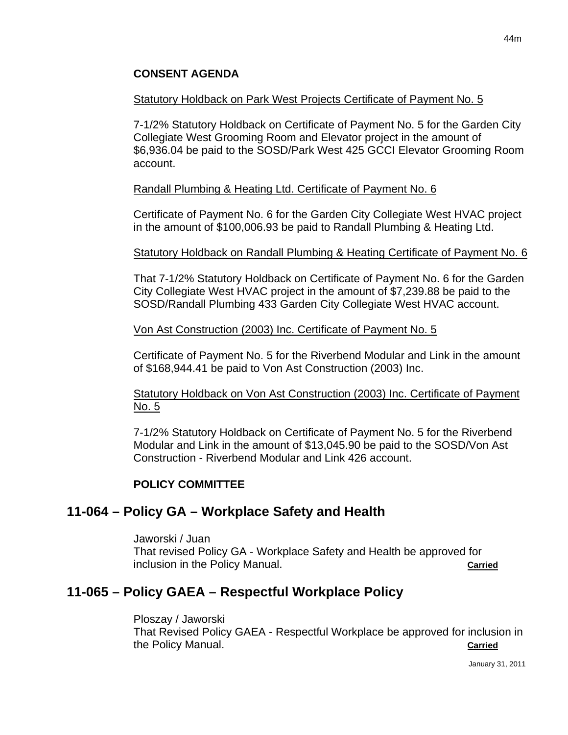**CONSENT AGENDA**

Statutory Holdback on Park West Projects Certificate of Payment No. 5

7-1/2% Statutory Holdback on Certificate of Payment No. 5 for the Garden City Collegiate West Grooming Room and Elevator project in the amount of $6,936.04 be paid to the SOSD/Park West 425 GCCI Elevator Grooming Room account.

Randall Plumbing & Heating Ltd. Certificate of Payment No. 6

Certificate of Payment No. 6 for the Garden City Collegiate West HVAC project in the amount of $100,006.93 be paid to Randall Plumbing & Heating Ltd.

Statutory Holdback on Randall Plumbing & Heating Certificate of Payment No. 6

That 7-1/2% Statutory Holdback on Certificate of Payment No. 6 for the Garden City Collegiate West HVAC project in the amount of $7,239.88 be paid to the SOSD/Randall Plumbing 433 Garden City Collegiate West HVAC account.

Von Ast Construction (2003) Inc. Certificate of Payment No. 5

Certificate of Payment No. 5 for the Riverbend Modular and Link in the amount of $168,944.41 be paid to Von Ast Construction (2003) Inc.

Statutory Holdback on Von Ast Construction (2003) Inc. Certificate of Payment No. 5

7-1/2% Statutory Holdback on Certificate of Payment No. 5 for the Riverbend Modular and Link in the amount of $13,045.90 be paid to the SOSD/Von Ast Construction - Riverbend Modular and Link 426 account.

**POLICY COMMITTEE**

## 11-064 – Policy GA – Workplace Safety and Health

Jaworski / Juan
That revised Policy GA - Workplace Safety and Health be approved for inclusion in the Policy Manual. **Carried**

## 11-065 – Policy GAEA – Respectful Workplace Policy

Ploszay / Jaworski
That Revised Policy GAEA - Respectful Workplace be approved for inclusion in the Policy Manual. **Carried**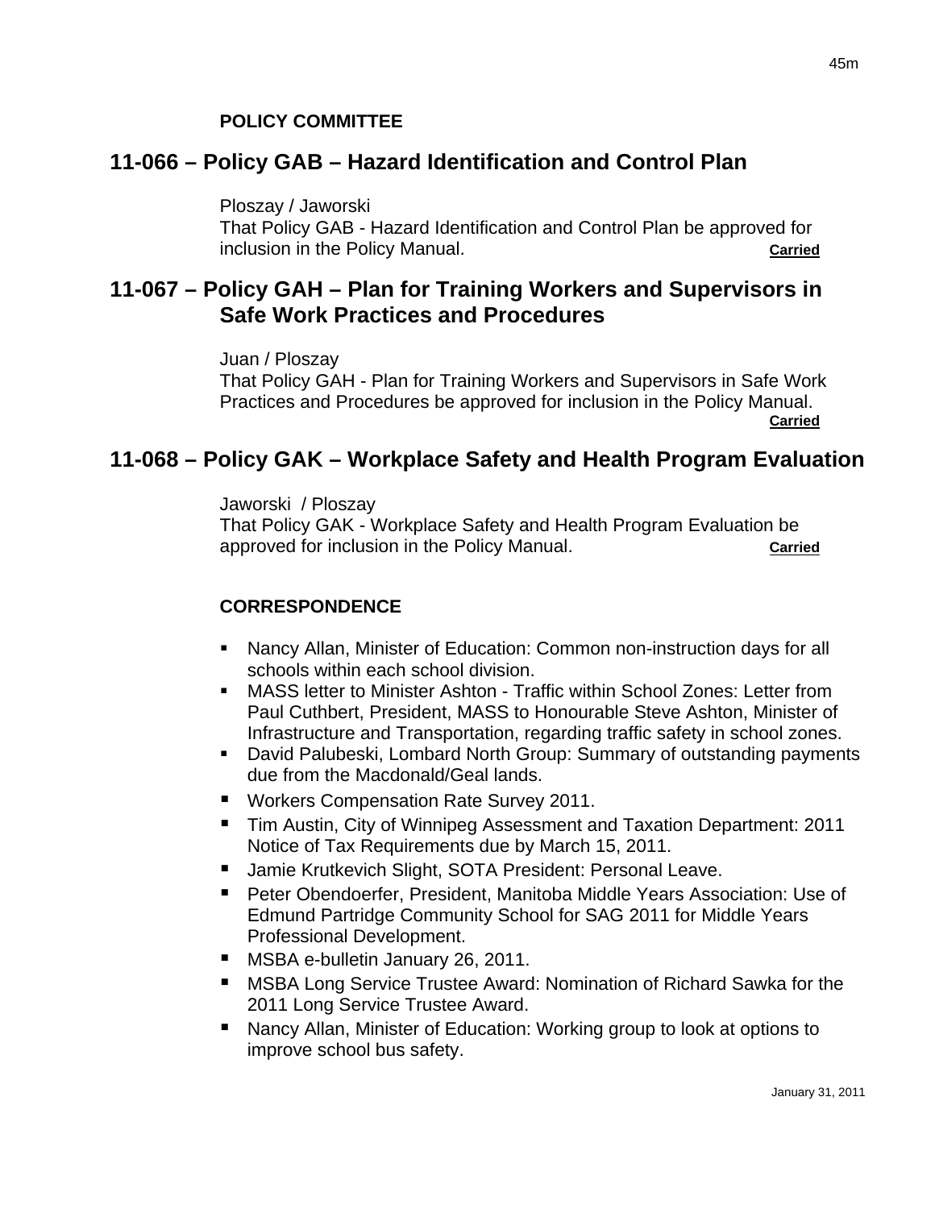**POLICY COMMITTEE**

## 11-066 – Policy GAB – Hazard Identification and Control Plan

Ploszay / Jaworski
That Policy GAB - Hazard Identification and Control Plan be approved for inclusion in the Policy Manual. **Carried**

## 11-067 – Policy GAH – Plan for Training Workers and Supervisors in Safe Work Practices and Procedures

Juan / Ploszay
That Policy GAH - Plan for Training Workers and Supervisors in Safe Work Practices and Procedures be approved for inclusion in the Policy Manual. **Carried**

## 11-068 – Policy GAK – Workplace Safety and Health Program Evaluation

Jaworski / Ploszay
That Policy GAK - Workplace Safety and Health Program Evaluation be approved for inclusion in the Policy Manual. **Carried**

**CORRESPONDENCE**

- Nancy Allan, Minister of Education: Common non-instruction days for all schools within each school division.
- MASS letter to Minister Ashton - Traffic within School Zones: Letter from Paul Cuthbert, President, MASS to Honourable Steve Ashton, Minister of Infrastructure and Transportation, regarding traffic safety in school zones.
- David Palubeski, Lombard North Group: Summary of outstanding payments due from the Macdonald/Geal lands.
- Workers Compensation Rate Survey 2011.
- Tim Austin, City of Winnipeg Assessment and Taxation Department: 2011 Notice of Tax Requirements due by March 15, 2011.
- Jamie Krutkevich Slight, SOTA President: Personal Leave.
- Peter Obendoerfer, President, Manitoba Middle Years Association: Use of Edmund Partridge Community School for SAG 2011 for Middle Years Professional Development.
- MSBA e-bulletin January 26, 2011.
- MSBA Long Service Trustee Award: Nomination of Richard Sawka for the 2011 Long Service Trustee Award.
- Nancy Allan, Minister of Education: Working group to look at options to improve school bus safety.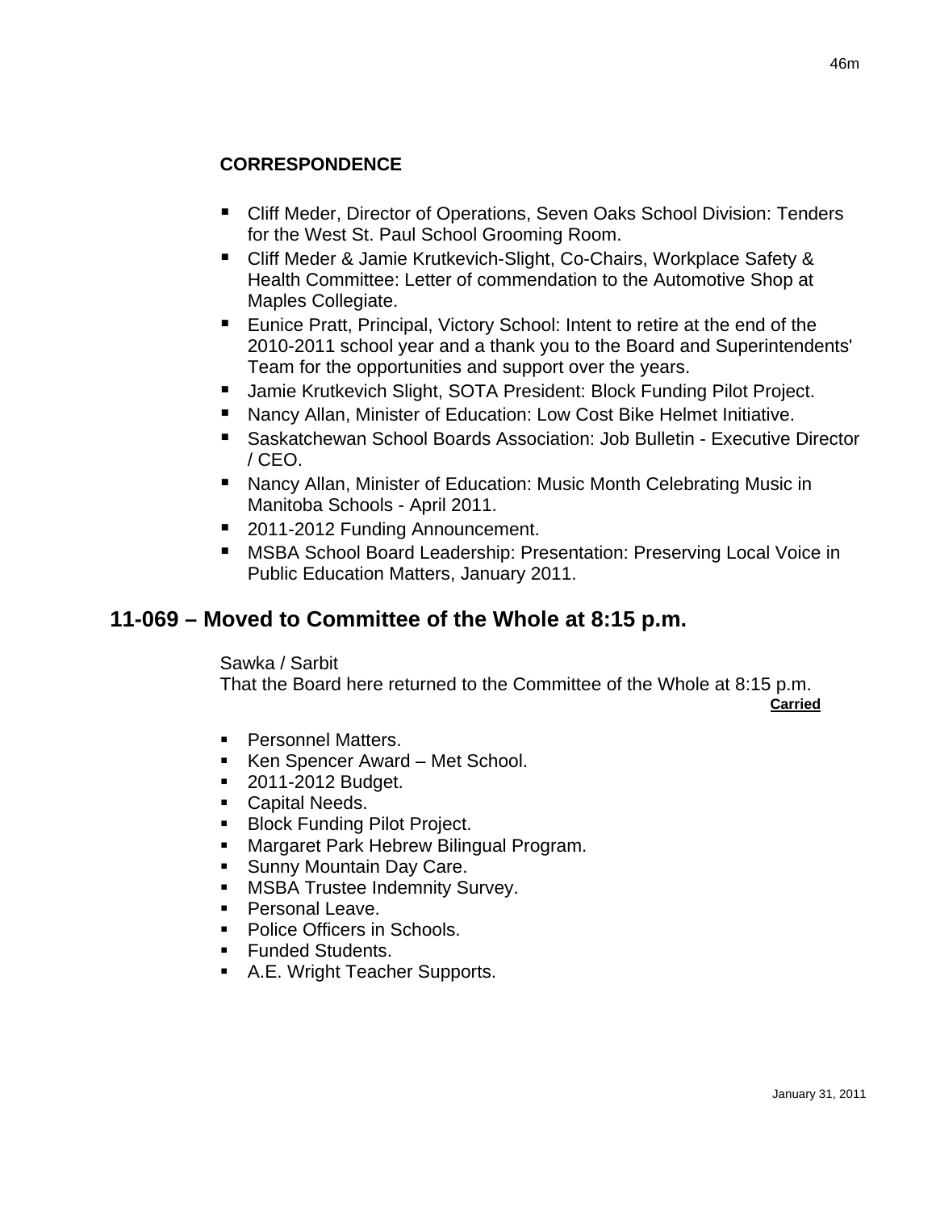### CORRESPONDENCE

- Cliff Meder, Director of Operations, Seven Oaks School Division: Tenders for the West St. Paul School Grooming Room.
- Cliff Meder & Jamie Krutkevich-Slight, Co-Chairs, Workplace Safety & Health Committee: Letter of commendation to the Automotive Shop at Maples Collegiate.
- Eunice Pratt, Principal, Victory School: Intent to retire at the end of the 2010-2011 school year and a thank you to the Board and Superintendents' Team for the opportunities and support over the years.
- Jamie Krutkevich Slight, SOTA President: Block Funding Pilot Project.
- Nancy Allan, Minister of Education: Low Cost Bike Helmet Initiative.
- Saskatchewan School Boards Association: Job Bulletin - Executive Director / CEO.
- Nancy Allan, Minister of Education: Music Month Celebrating Music in Manitoba Schools - April 2011.
- 2011-2012 Funding Announcement.
- MSBA School Board Leadership: Presentation: Preserving Local Voice in Public Education Matters, January 2011.

## 11-069 – Moved to Committee of the Whole at 8:15 p.m.

Sawka / Sarbit
That the Board here returned to the Committee of the Whole at 8:15 p.m.

**Carried**

- Personnel Matters.
- Ken Spencer Award – Met School.
- 2011-2012 Budget.
- Capital Needs.
- Block Funding Pilot Project.
- Margaret Park Hebrew Bilingual Program.
- Sunny Mountain Day Care.
- MSBA Trustee Indemnity Survey.
- Personal Leave.
- Police Officers in Schools.
- Funded Students.
- A.E. Wright Teacher Supports.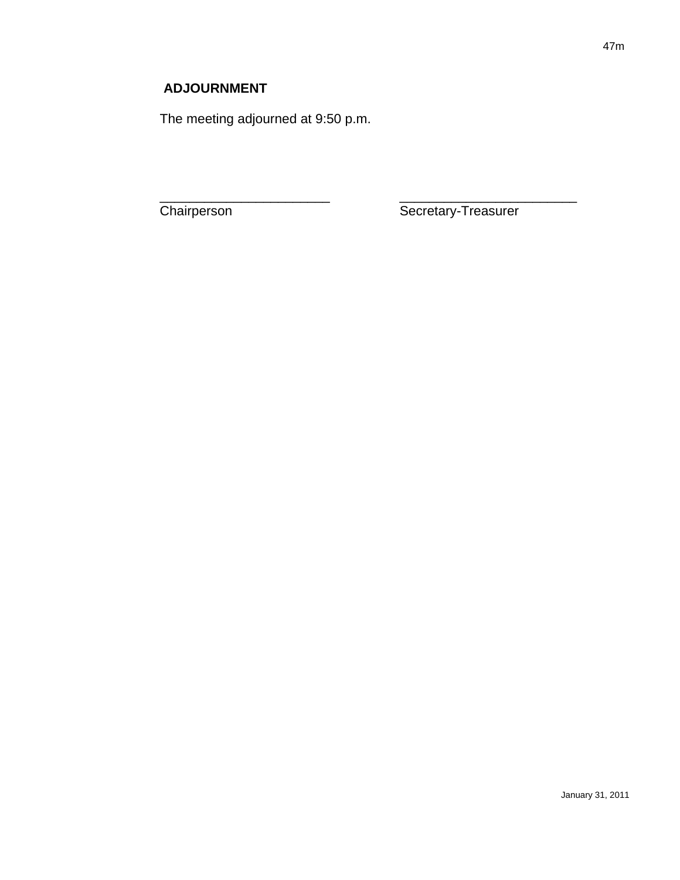**ADJOURNMENT**

The meeting adjourned at 9:50 p.m.

| | |
|---|---|
| _______________________ | ________________________ |
| Chairperson | Secretary-Treasurer |